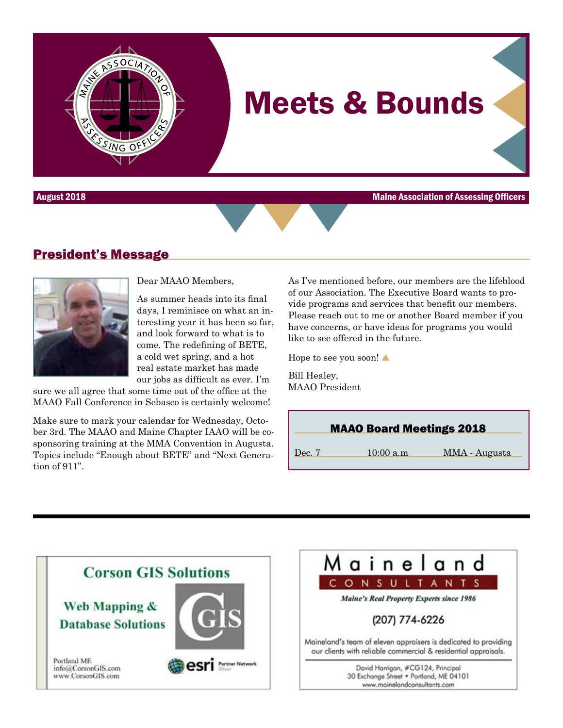# Meets & Bounds

August 2018 — Maine Association of Assessing Officers

## President's Message

Dear MAAO Members,

As summer heads into its final days, I reminisce on what an interesting year it has been so far, and look forward to what is to come. The redefining of BETE, a cold wet spring, and a hot real estate market has made our jobs as difficult as ever. I'm sure we all agree that some time out of the office at the MAAO Fall Conference in Sebasco is certainly welcome!

Make sure to mark your calendar for Wednesday, October 3rd. The MAAO and Maine Chapter IAAO will be co-sponsoring training at the MMA Convention in Augusta. Topics include "Enough about BETE" and "Next Generation of 911".

As I've mentioned before, our members are the lifeblood of our Association. The Executive Board wants to provide programs and services that benefit our members. Please reach out to me or another Board member if you have concerns, or have ideas for programs you would like to see offered in the future.

Hope to see you soon!

Bill Healey,
MAAO President

### MAAO Board Meetings 2018

| Dec. 7 | 10:00 a.m | MMA - Augusta |
|---|---|---|

**Corson GIS Solutions**

Web Mapping & Database Solutions

Portland ME
info@CorsonGIS.com
www.CorsonGIS.com

esri Partner Network Silver

**Maineland CONSULTANTS**

*Maine's Real Property Experts since 1986*

(207) 774-6226

Maineland's team of eleven appraisers is dedicated to providing our clients with reliable commercial & residential appraisals.

David Harrigan, #CG124, Principal
30 Exchange Street • Portland, ME 04101
www.mainelandconsultants.com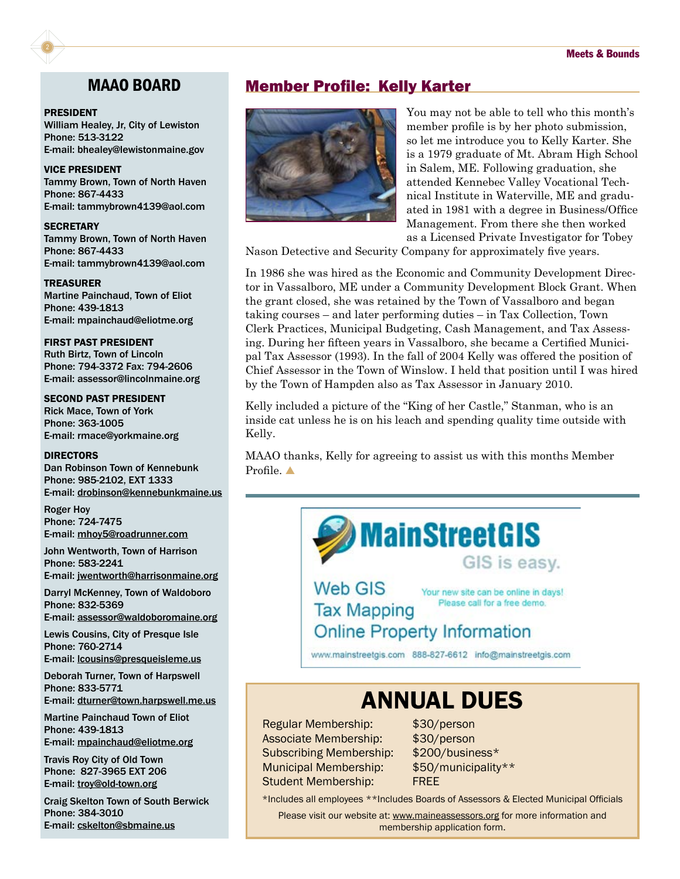## MAAO BOARD

**PRESIDENT**
William Healey, Jr, City of Lewiston
Phone: 513-3122
E-mail: bhealey@lewistonmaine.gov

**VICE PRESIDENT**
Tammy Brown, Town of North Haven
Phone: 867-4433
E-mail: tammybrown4139@aol.com

**SECRETARY**
Tammy Brown, Town of North Haven
Phone: 867-4433
E-mail: tammybrown4139@aol.com

**TREASURER**
Martine Painchaud, Town of Eliot
Phone: 439-1813
E-mail: mpainchaud@eliotme.org

**FIRST PAST PRESIDENT**
Ruth Birtz, Town of Lincoln
Phone: 794-3372 Fax: 794-2606
E-mail: assessor@lincolnmaine.org

**SECOND PAST PRESIDENT**
Rick Mace, Town of York
Phone: 363-1005
E-mail: rmace@yorkmaine.org

**DIRECTORS**

Dan Robinson Town of Kennebunk
Phone: 985-2102, EXT 1333
E-mail: drobinson@kennebunkmaine.us

Roger Hoy
Phone: 724-7475
E-mail: mhoy5@roadrunner.com

John Wentworth, Town of Harrison
Phone: 583-2241
E-mail: jwentworth@harrisonmaine.org

Darryl McKenney, Town of Waldoboro
Phone: 832-5369
E-mail: assessor@waldoboromaine.org

Lewis Cousins, City of Presque Isle
Phone: 760-2714
E-mail: lcousins@presqueisleme.us

Deborah Turner, Town of Harpswell
Phone: 833-5771
E-mail: dturner@town.harpswell.me.us

Martine Painchaud Town of Eliot
Phone: 439-1813
E-mail: mpainchaud@eliotme.org

Travis Roy City of Old Town
Phone: 827-3965 EXT 206
E-mail: troy@old-town.org

Craig Skelton Town of South Berwick
Phone: 384-3010
E-mail: cskelton@sbmaine.us

## Member Profile: Kelly Karter

You may not be able to tell who this month's member profile is by her photo submission, so let me introduce you to Kelly Karter. She is a 1979 graduate of Mt. Abram High School in Salem, ME. Following graduation, she attended Kennebec Valley Vocational Technical Institute in Waterville, ME and graduated in 1981 with a degree in Business/Office Management. From there she then worked as a Licensed Private Investigator for Tobey Nason Detective and Security Company for approximately five years.

In 1986 she was hired as the Economic and Community Development Director in Vassalboro, ME under a Community Development Block Grant. When the grant closed, she was retained by the Town of Vassalboro and began taking courses – and later performing duties – in Tax Collection, Town Clerk Practices, Municipal Budgeting, Cash Management, and Tax Assessing. During her fifteen years in Vassalboro, she became a Certified Municipal Tax Assessor (1993). In the fall of 2004 Kelly was offered the position of Chief Assessor in the Town of Winslow. I held that position until I was hired by the Town of Hampden also as Tax Assessor in January 2010.

Kelly included a picture of the "King of her Castle," Stanman, who is an inside cat unless he is on his leach and spending quality time outside with Kelly.

MAAO thanks, Kelly for agreeing to assist us with this months Member Profile.

**MainStreetGIS**
GIS is easy.

Web GIS
Tax Mapping
Online Property Information

Your new site can be online in days! Please call for a free demo.

www.mainstreetgis.com 888-827-6612 info@mainstreetgis.com

## ANNUAL DUES

| | |
|---|---|
| Regular Membership: | $30/person |
| Associate Membership: | $30/person |
| Subscribing Membership: | $200/business* |
| Municipal Membership: | $50/municipality** |
| Student Membership: | FREE |

*Includes all employees **Includes Boards of Assessors & Elected Municipal Officials

Please visit our website at: www.maineassessors.org for more information and membership application form.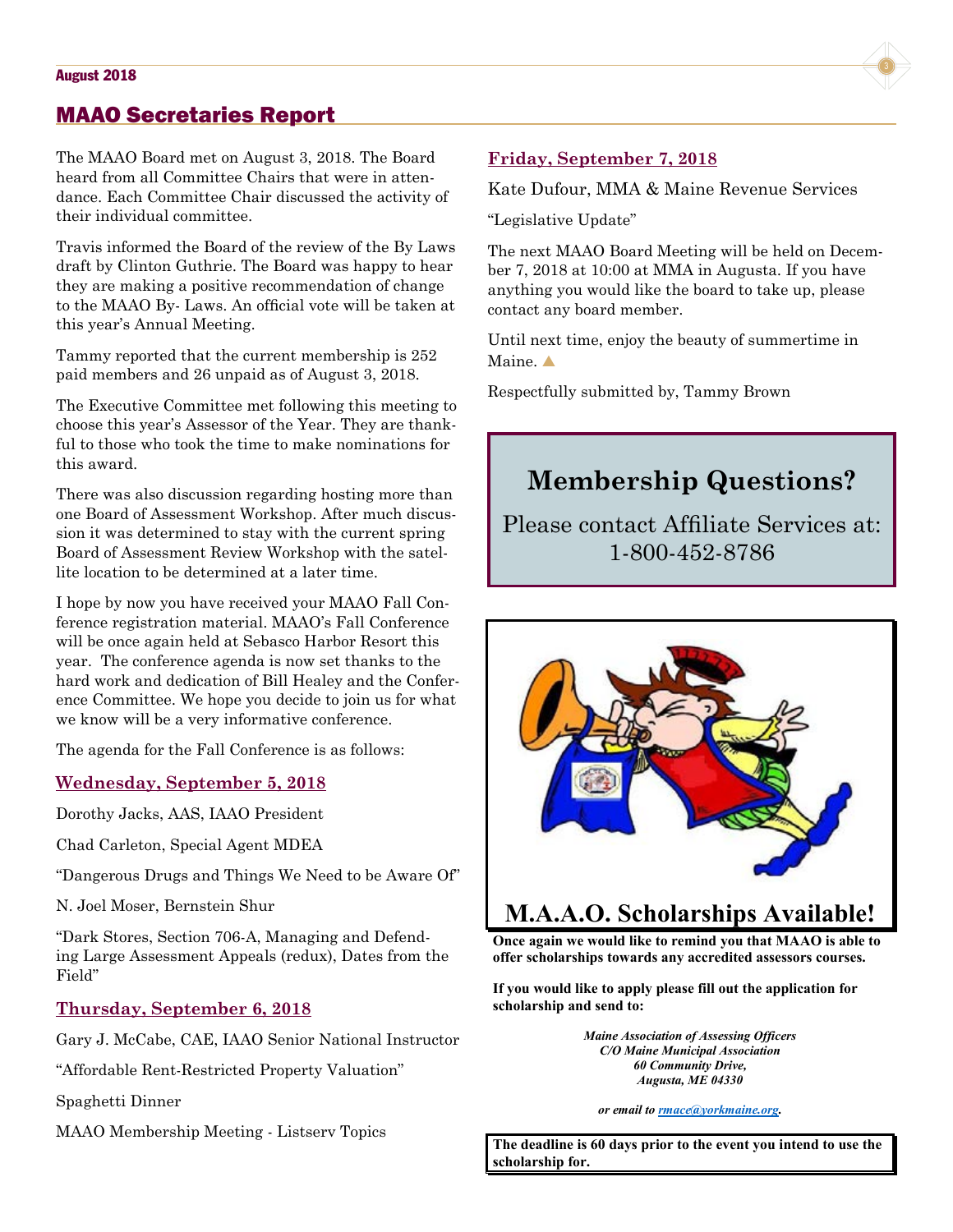## MAAO Secretaries Report

The MAAO Board met on August 3, 2018. The Board heard from all Committee Chairs that were in attendance. Each Committee Chair discussed the activity of their individual committee.

Travis informed the Board of the review of the By Laws draft by Clinton Guthrie. The Board was happy to hear they are making a positive recommendation of change to the MAAO By- Laws. An official vote will be taken at this year's Annual Meeting.

Tammy reported that the current membership is 252 paid members and 26 unpaid as of August 3, 2018.

The Executive Committee met following this meeting to choose this year's Assessor of the Year. They are thankful to those who took the time to make nominations for this award.

There was also discussion regarding hosting more than one Board of Assessment Workshop. After much discussion it was determined to stay with the current spring Board of Assessment Review Workshop with the satellite location to be determined at a later time.

I hope by now you have received your MAAO Fall Conference registration material. MAAO's Fall Conference will be once again held at Sebasco Harbor Resort this year. The conference agenda is now set thanks to the hard work and dedication of Bill Healey and the Conference Committee. We hope you decide to join us for what we know will be a very informative conference.

The agenda for the Fall Conference is as follows:

**Wednesday, September 5, 2018**

Dorothy Jacks, AAS, IAAO President

Chad Carleton, Special Agent MDEA

"Dangerous Drugs and Things We Need to be Aware Of"

N. Joel Moser, Bernstein Shur

"Dark Stores, Section 706-A, Managing and Defending Large Assessment Appeals (redux), Dates from the Field"

**Thursday, September 6, 2018**

Gary J. McCabe, CAE, IAAO Senior National Instructor

"Affordable Rent-Restricted Property Valuation"

Spaghetti Dinner

MAAO Membership Meeting - Listserv Topics

**Friday, September 7, 2018**

Kate Dufour, MMA & Maine Revenue Services

"Legislative Update"

The next MAAO Board Meeting will be held on December 7, 2018 at 10:00 at MMA in Augusta. If you have anything you would like the board to take up, please contact any board member.

Until next time, enjoy the beauty of summertime in Maine. ▲

Respectfully submitted by, Tammy Brown

## Membership Questions?

Please contact Affiliate Services at: 1-800-452-8786

## M.A.A.O. Scholarships Available!

**Once again we would like to remind you that MAAO is able to offer scholarships towards any accredited assessors courses.**

**If you would like to apply please fill out the application for scholarship and send to:**

***Maine Association of Assessing Officers***
***C/O Maine Municipal Association***
***60 Community Drive,***
***Augusta, ME 04330***

***or email to rmace@yorkmaine.org.***

**The deadline is 60 days prior to the event you intend to use the scholarship for.**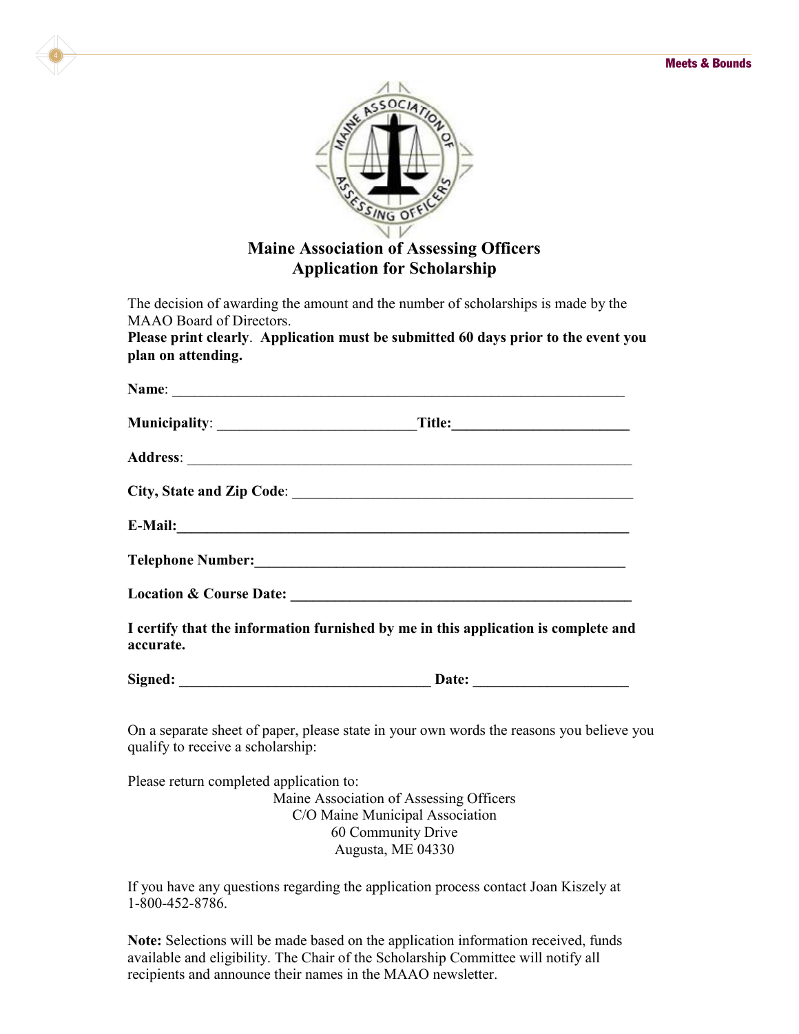# Maine Association of Assessing Officers
## Application for Scholarship

The decision of awarding the amount and the number of scholarships is made by the MAAO Board of Directors.

**Please print clearly**. **Application must be submitted 60 days prior to the event you plan on attending.**

**Name**: _______________________________________________

**Municipality**: ___________________________ **Title:**________________________

**Address**: _______________________________________________

**City, State and Zip Code**: _______________________________________________

**E-Mail:**_______________________________________________

**Telephone Number:**_______________________________________________

**Location & Course Date:** _______________________________________________

**I certify that the information furnished by me in this application is complete and accurate.**

**Signed:** __________________________________ **Date:** _____________________

On a separate sheet of paper, please state in your own words the reasons you believe you qualify to receive a scholarship:

Please return completed application to:

Maine Association of Assessing Officers
C/O Maine Municipal Association
60 Community Drive
Augusta, ME 04330

If you have any questions regarding the application process contact Joan Kiszely at 1-800-452-8786.

**Note:** Selections will be made based on the application information received, funds available and eligibility. The Chair of the Scholarship Committee will notify all recipients and announce their names in the MAAO newsletter.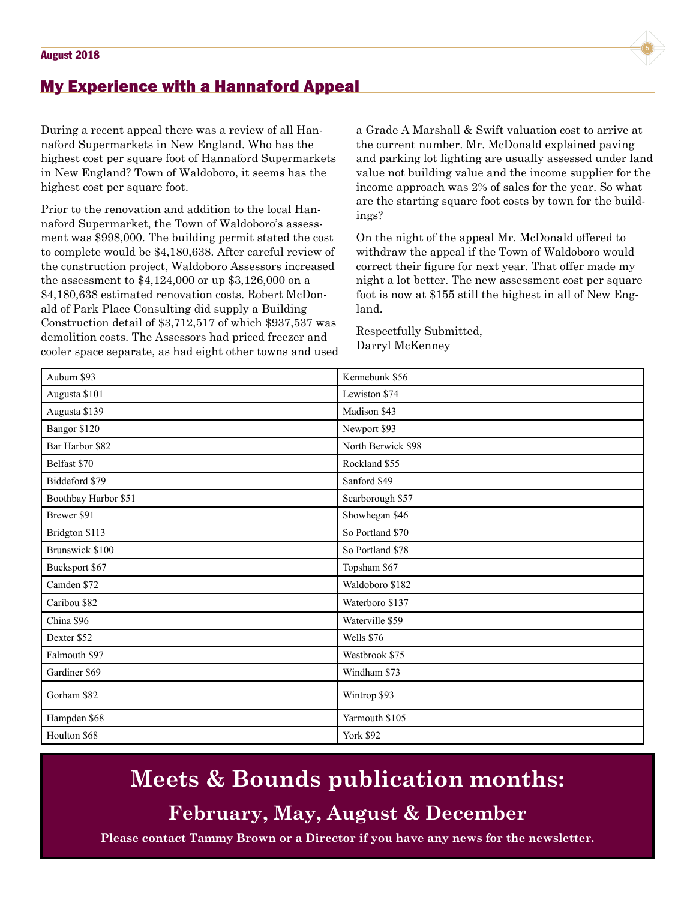## My Experience with a Hannaford Appeal

During a recent appeal there was a review of all Hannaford Supermarkets in New England. Who has the highest cost per square foot of Hannaford Supermarkets in New England? Town of Waldoboro, it seems has the highest cost per square foot.

Prior to the renovation and addition to the local Hannaford Supermarket, the Town of Waldoboro's assessment was $998,000. The building permit stated the cost to complete would be $4,180,638. After careful review of the construction project, Waldoboro Assessors increased the assessment to $4,124,000 or up $3,126,000 on a $4,180,638 estimated renovation costs. Robert McDonald of Park Place Consulting did supply a Building Construction detail of $3,712,517 of which $937,537 was demolition costs. The Assessors had priced freezer and cooler space separate, as had eight other towns and used a Grade A Marshall & Swift valuation cost to arrive at the current number. Mr. McDonald explained paving and parking lot lighting are usually assessed under land value not building value and the income supplier for the income approach was 2% of sales for the year. So what are the starting square foot costs by town for the buildings?

On the night of the appeal Mr. McDonald offered to withdraw the appeal if the Town of Waldoboro would correct their figure for next year. That offer made my night a lot better. The new assessment cost per square foot is now at $155 still the highest in all of New England.

Respectfully Submitted,
Darryl McKenney

| | |
|---|---|
| Auburn $93 | Kennebunk $56 |
| Augusta $101 | Lewiston $74 |
| Augusta $139 | Madison $43 |
| Bangor $120 | Newport $93 |
| Bar Harbor $82 | North Berwick $98 |
| Belfast $70 | Rockland $55 |
| Biddeford $79 | Sanford $49 |
| Boothbay Harbor $51 | Scarborough $57 |
| Brewer $91 | Showhegan $46 |
| Bridgton $113 | So Portland $70 |
| Brunswick $100 | So Portland $78 |
| Bucksport $67 | Topsham $67 |
| Camden $72 | Waldoboro $182 |
| Caribou $82 | Waterboro $137 |
| China $96 | Waterville $59 |
| Dexter $52 | Wells $76 |
| Falmouth $97 | Westbrook $75 |
| Gardiner $69 | Windham $73 |
| Gorham $82 | Wintrop $93 |
| Hampden $68 | Yarmouth $105 |
| Houlton $68 | York $92 |

# Meets & Bounds publication months:

## February, May, August & December

**Please contact Tammy Brown or a Director if you have any news for the newsletter.**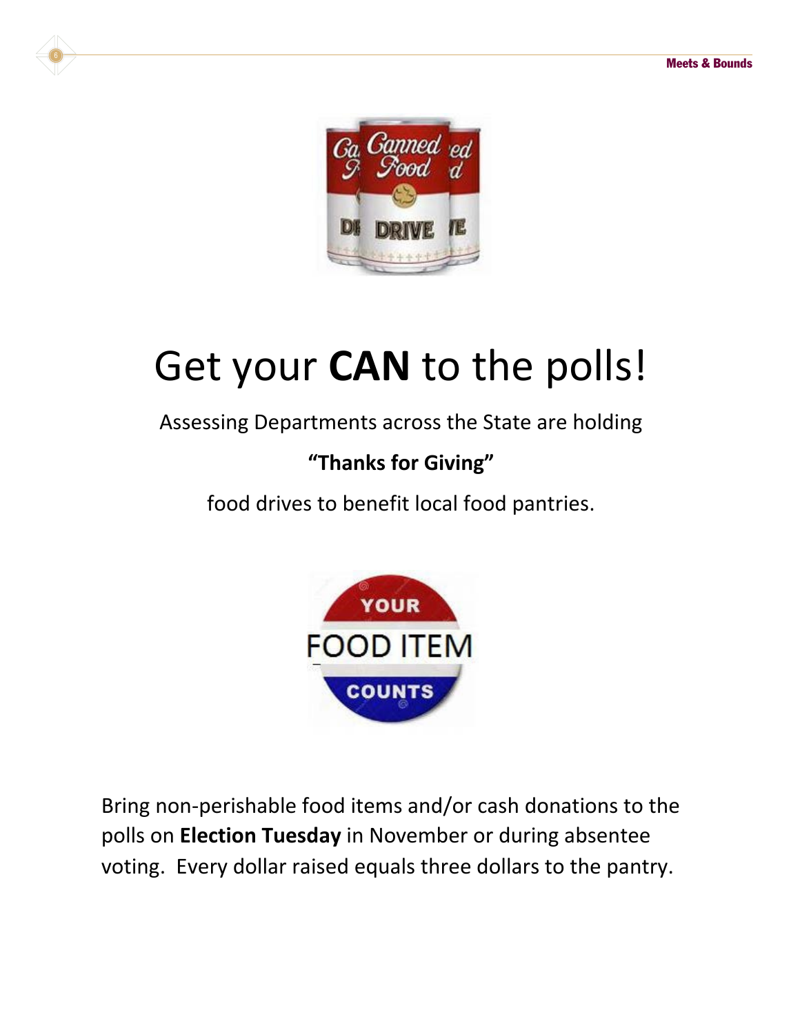# Get your **CAN** to the polls!

Assessing Departments across the State are holding

**"Thanks for Giving"**

food drives to benefit local food pantries.

Bring non-perishable food items and/or cash donations to the polls on **Election Tuesday** in November or during absentee voting. Every dollar raised equals three dollars to the pantry.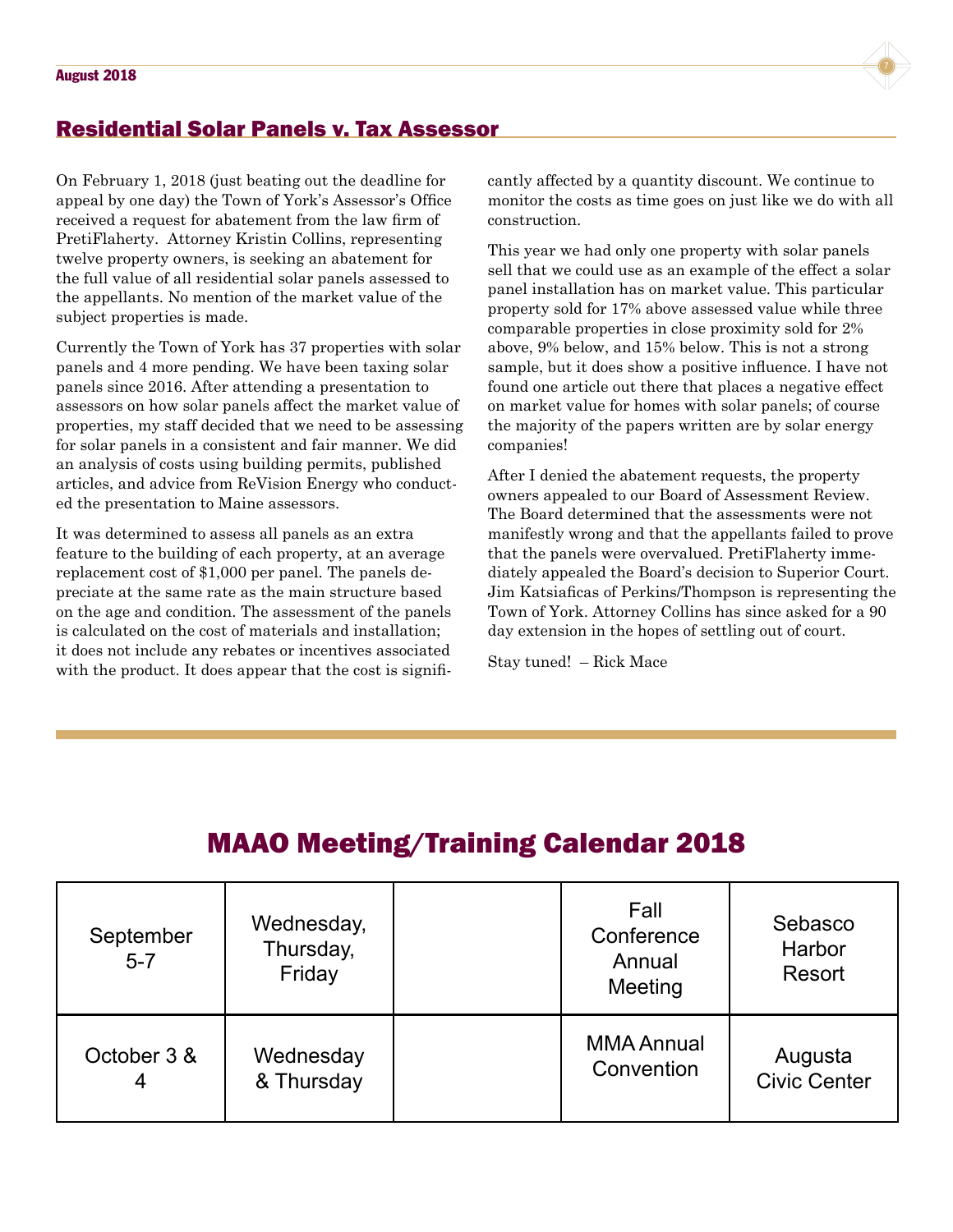## Residential Solar Panels v. Tax Assessor

On February 1, 2018 (just beating out the deadline for appeal by one day) the Town of York's Assessor's Office received a request for abatement from the law firm of PretiFlaherty. Attorney Kristin Collins, representing twelve property owners, is seeking an abatement for the full value of all residential solar panels assessed to the appellants. No mention of the market value of the subject properties is made.

Currently the Town of York has 37 properties with solar panels and 4 more pending. We have been taxing solar panels since 2016. After attending a presentation to assessors on how solar panels affect the market value of properties, my staff decided that we need to be assessing for solar panels in a consistent and fair manner. We did an analysis of costs using building permits, published articles, and advice from ReVision Energy who conducted the presentation to Maine assessors.

It was determined to assess all panels as an extra feature to the building of each property, at an average replacement cost of $1,000 per panel. The panels depreciate at the same rate as the main structure based on the age and condition. The assessment of the panels is calculated on the cost of materials and installation; it does not include any rebates or incentives associated with the product. It does appear that the cost is significantly affected by a quantity discount. We continue to monitor the costs as time goes on just like we do with all construction.

This year we had only one property with solar panels sell that we could use as an example of the effect a solar panel installation has on market value. This particular property sold for 17% above assessed value while three comparable properties in close proximity sold for 2% above, 9% below, and 15% below. This is not a strong sample, but it does show a positive influence. I have not found one article out there that places a negative effect on market value for homes with solar panels; of course the majority of the papers written are by solar energy companies!

After I denied the abatement requests, the property owners appealed to our Board of Assessment Review. The Board determined that the assessments were not manifestly wrong and that the appellants failed to prove that the panels were overvalued. PretiFlaherty immediately appealed the Board's decision to Superior Court. Jim Katsiaficas of Perkins/Thompson is representing the Town of York. Attorney Collins has since asked for a 90 day extension in the hopes of settling out of court.

Stay tuned! – Rick Mace

## MAAO Meeting/Training Calendar 2018

| | | | | |
|---|---|---|---|---|
| September 5-7 | Wednesday, Thursday, Friday | | Fall Conference Annual Meeting | Sebasco Harbor Resort |
| October 3 & 4 | Wednesday & Thursday | | MMA Annual Convention | Augusta Civic Center |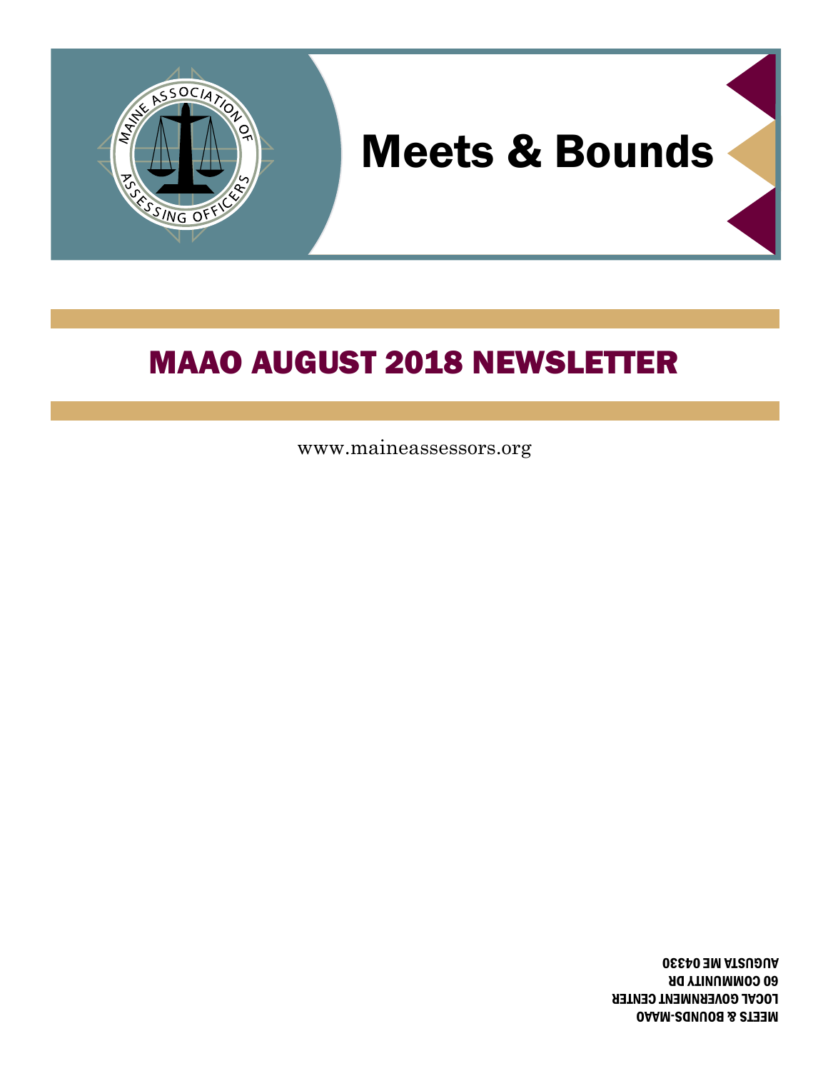# Meets & Bounds

## MAAO AUGUST 2018 NEWSLETTER

www.maineassessors.org

MEETS & BOUNDS-MAAO
LOCAL GOVERNMENT CENTER
60 COMMUNITY DR
AUGUSTA ME 04330